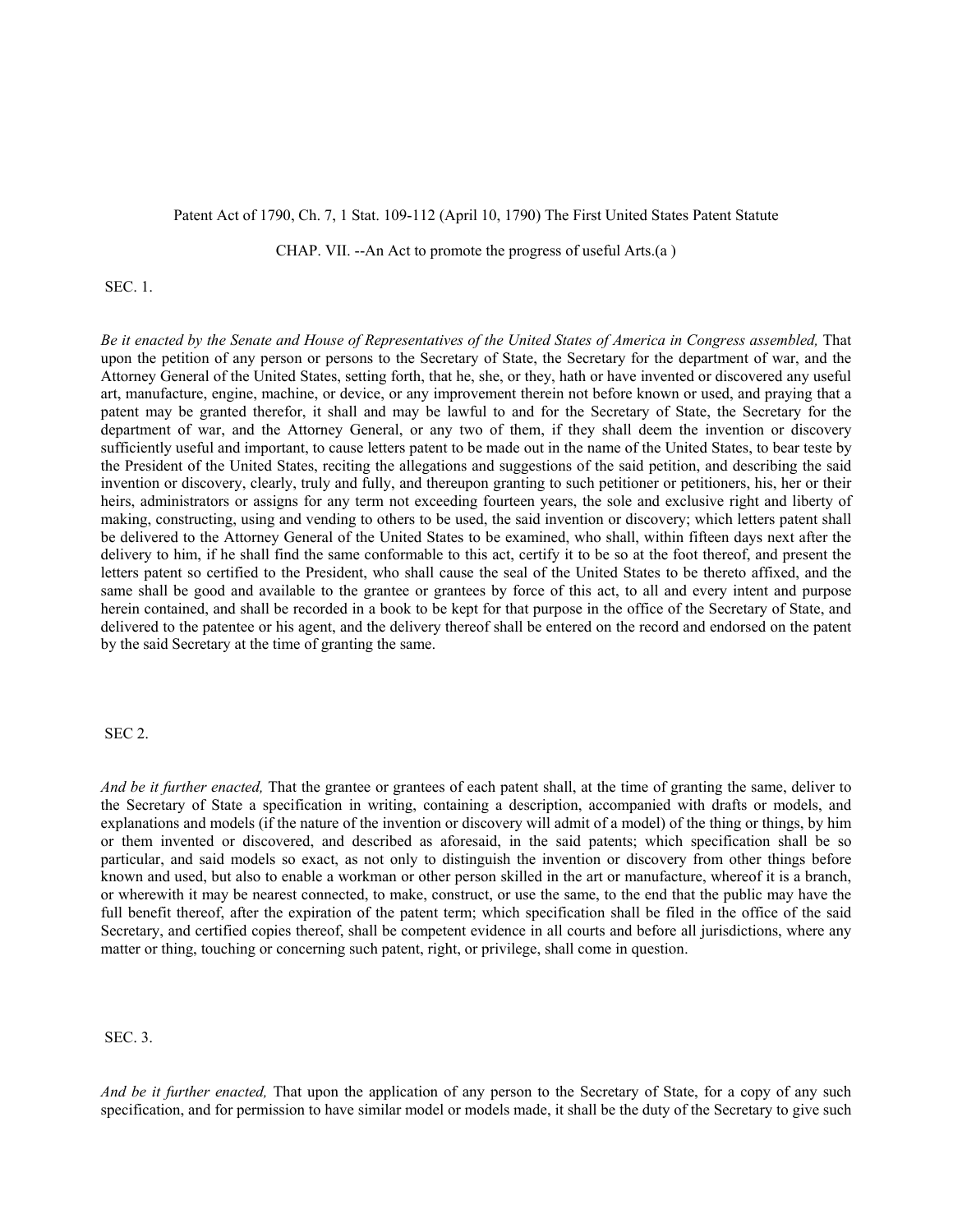Patent Act of 1790, Ch. 7, 1 Stat. 109-112 (April 10, 1790) The First United States Patent Statute

CHAP. VII. --An Act to promote the progress of useful Arts.(a )

SEC. 1.

*Be it enacted by the Senate and House of Representatives of the United States of America in Congress assembled,* That upon the petition of any person or persons to the Secretary of State, the Secretary for the department of war, and the Attorney General of the United States, setting forth, that he, she, or they, hath or have invented or discovered any useful art, manufacture, engine, machine, or device, or any improvement therein not before known or used, and praying that a patent may be granted therefor, it shall and may be lawful to and for the Secretary of State, the Secretary for the department of war, and the Attorney General, or any two of them, if they shall deem the invention or discovery sufficiently useful and important, to cause letters patent to be made out in the name of the United States, to bear teste by the President of the United States, reciting the allegations and suggestions of the said petition, and describing the said invention or discovery, clearly, truly and fully, and thereupon granting to such petitioner or petitioners, his, her or their heirs, administrators or assigns for any term not exceeding fourteen years, the sole and exclusive right and liberty of making, constructing, using and vending to others to be used, the said invention or discovery; which letters patent shall be delivered to the Attorney General of the United States to be examined, who shall, within fifteen days next after the delivery to him, if he shall find the same conformable to this act, certify it to be so at the foot thereof, and present the letters patent so certified to the President, who shall cause the seal of the United States to be thereto affixed, and the same shall be good and available to the grantee or grantees by force of this act, to all and every intent and purpose herein contained, and shall be recorded in a book to be kept for that purpose in the office of the Secretary of State, and delivered to the patentee or his agent, and the delivery thereof shall be entered on the record and endorsed on the patent by the said Secretary at the time of granting the same.

SEC 2.

*And be it further enacted,* That the grantee or grantees of each patent shall, at the time of granting the same, deliver to the Secretary of State a specification in writing, containing a description, accompanied with drafts or models, and explanations and models (if the nature of the invention or discovery will admit of a model) of the thing or things, by him or them invented or discovered, and described as aforesaid, in the said patents; which specification shall be so particular, and said models so exact, as not only to distinguish the invention or discovery from other things before known and used, but also to enable a workman or other person skilled in the art or manufacture, whereof it is a branch, or wherewith it may be nearest connected, to make, construct, or use the same, to the end that the public may have the full benefit thereof, after the expiration of the patent term; which specification shall be filed in the office of the said Secretary, and certified copies thereof, shall be competent evidence in all courts and before all jurisdictions, where any matter or thing, touching or concerning such patent, right, or privilege, shall come in question.

SEC. 3.

*And be it further enacted,* That upon the application of any person to the Secretary of State, for a copy of any such specification, and for permission to have similar model or models made, it shall be the duty of the Secretary to give such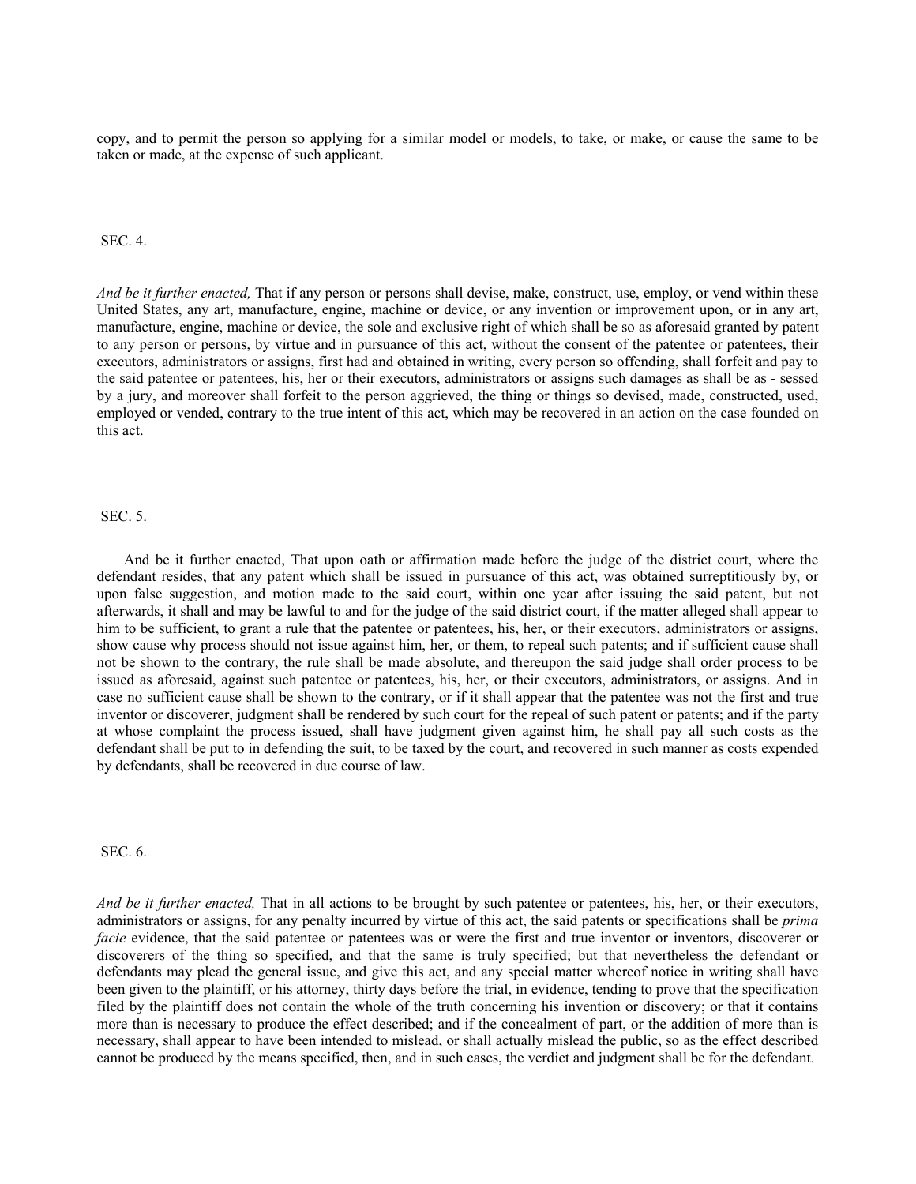copy, and to permit the person so applying for a similar model or models, to take, or make, or cause the same to be taken or made, at the expense of such applicant.

SEC. 4.

*And be it further enacted,* That if any person or persons shall devise, make, construct, use, employ, or vend within these United States, any art, manufacture, engine, machine or device, or any invention or improvement upon, or in any art, manufacture, engine, machine or device, the sole and exclusive right of which shall be so as aforesaid granted by patent to any person or persons, by virtue and in pursuance of this act, without the consent of the patentee or patentees, their executors, administrators or assigns, first had and obtained in writing, every person so offending, shall forfeit and pay to the said patentee or patentees, his, her or their executors, administrators or assigns such damages as shall be as - sessed by a jury, and moreover shall forfeit to the person aggrieved, the thing or things so devised, made, constructed, used, employed or vended, contrary to the true intent of this act, which may be recovered in an action on the case founded on this act.

SEC. 5.

And be it further enacted, That upon oath or affirmation made before the judge of the district court, where the defendant resides, that any patent which shall be issued in pursuance of this act, was obtained surreptitiously by, or upon false suggestion, and motion made to the said court, within one year after issuing the said patent, but not afterwards, it shall and may be lawful to and for the judge of the said district court, if the matter alleged shall appear to him to be sufficient, to grant a rule that the patentee or patentees, his, her, or their executors, administrators or assigns, show cause why process should not issue against him, her, or them, to repeal such patents; and if sufficient cause shall not be shown to the contrary, the rule shall be made absolute, and thereupon the said judge shall order process to be issued as aforesaid, against such patentee or patentees, his, her, or their executors, administrators, or assigns. And in case no sufficient cause shall be shown to the contrary, or if it shall appear that the patentee was not the first and true inventor or discoverer, judgment shall be rendered by such court for the repeal of such patent or patents; and if the party at whose complaint the process issued, shall have judgment given against him, he shall pay all such costs as the defendant shall be put to in defending the suit, to be taxed by the court, and recovered in such manner as costs expended by defendants, shall be recovered in due course of law.

SEC. 6.

*And be it further enacted,* That in all actions to be brought by such patentee or patentees, his, her, or their executors, administrators or assigns, for any penalty incurred by virtue of this act, the said patents or specifications shall be *prima facie* evidence, that the said patentee or patentees was or were the first and true inventor or inventors, discoverer or discoverers of the thing so specified, and that the same is truly specified; but that nevertheless the defendant or defendants may plead the general issue, and give this act, and any special matter whereof notice in writing shall have been given to the plaintiff, or his attorney, thirty days before the trial, in evidence, tending to prove that the specification filed by the plaintiff does not contain the whole of the truth concerning his invention or discovery; or that it contains more than is necessary to produce the effect described; and if the concealment of part, or the addition of more than is necessary, shall appear to have been intended to mislead, or shall actually mislead the public, so as the effect described cannot be produced by the means specified, then, and in such cases, the verdict and judgment shall be for the defendant.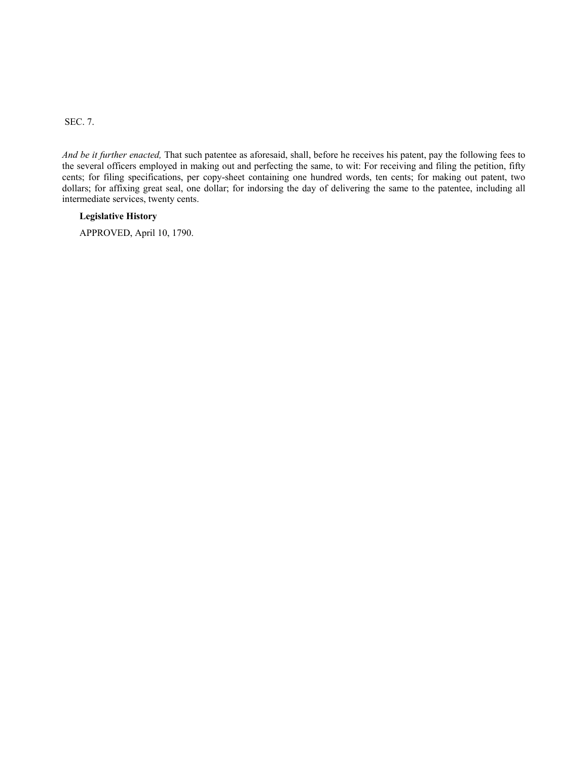SEC. 7.

*And be it further enacted,* That such patentee as aforesaid, shall, before he receives his patent, pay the following fees to the several officers employed in making out and perfecting the same, to wit: For receiving and filing the petition, fifty cents; for filing specifications, per copy-sheet containing one hundred words, ten cents; for making out patent, two dollars; for affixing great seal, one dollar; for indorsing the day of delivering the same to the patentee, including all intermediate services, twenty cents.

**Legislative History**

APPROVED, April 10, 1790.